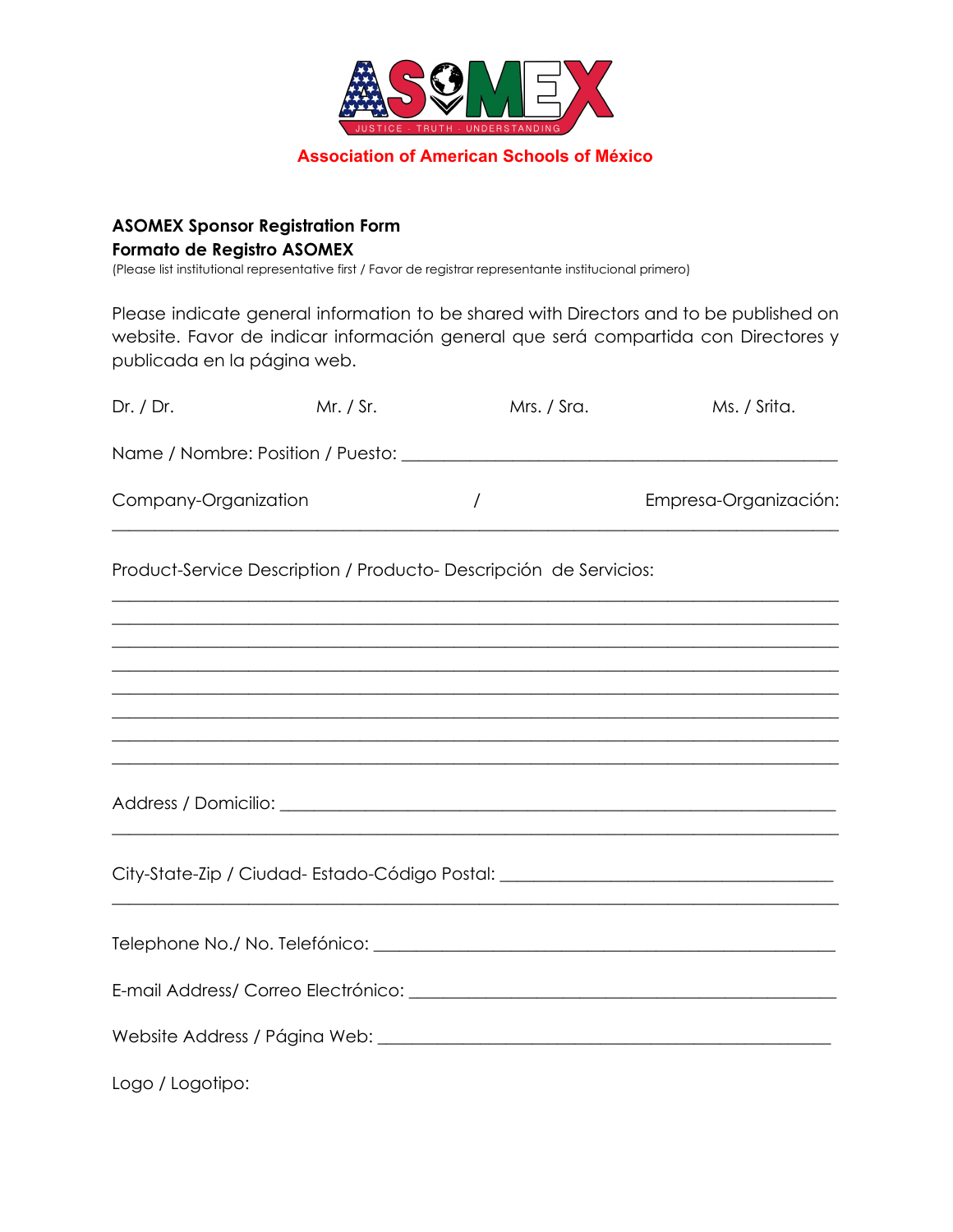ASOMEX

JUSTICE · TRUTH · UNDERSTANDING

**Association of American Schools of México**

**ASOMEX Sponsor Registration Form**
**Formato de Registro ASOMEX**
(Please list institutional representative first / Favor de registrar representante institucional primero)

Please indicate general information to be shared with Directors and to be published on website. Favor de indicar información general que será compartida con Directores y publicada en la página web.

Dr. / Dr.   Mr. / Sr.   Mrs. / Sra.   Ms. / Srita.

Name / Nombre: Position / Puesto: ______________________________________________

Company-Organization / Empresa-Organización:
________________________________________________________________________

Product-Service Description / Producto- Descripción de Servicios:
________________________________________________________________________
________________________________________________________________________
________________________________________________________________________
________________________________________________________________________
________________________________________________________________________
________________________________________________________________________
________________________________________________________________________
________________________________________________________________________

Address / Domicilio: ____________________________________________________________
________________________________________________________________________

City-State-Zip / Ciudad- Estado-Código Postal: ___________________________________
________________________________________________________________________

Telephone No./ No. Telefónico: ___________________________________________________

E-mail Address/ Correo Electrónico: ______________________________________________

Website Address / Página Web: __________________________________________________

Logo / Logotipo: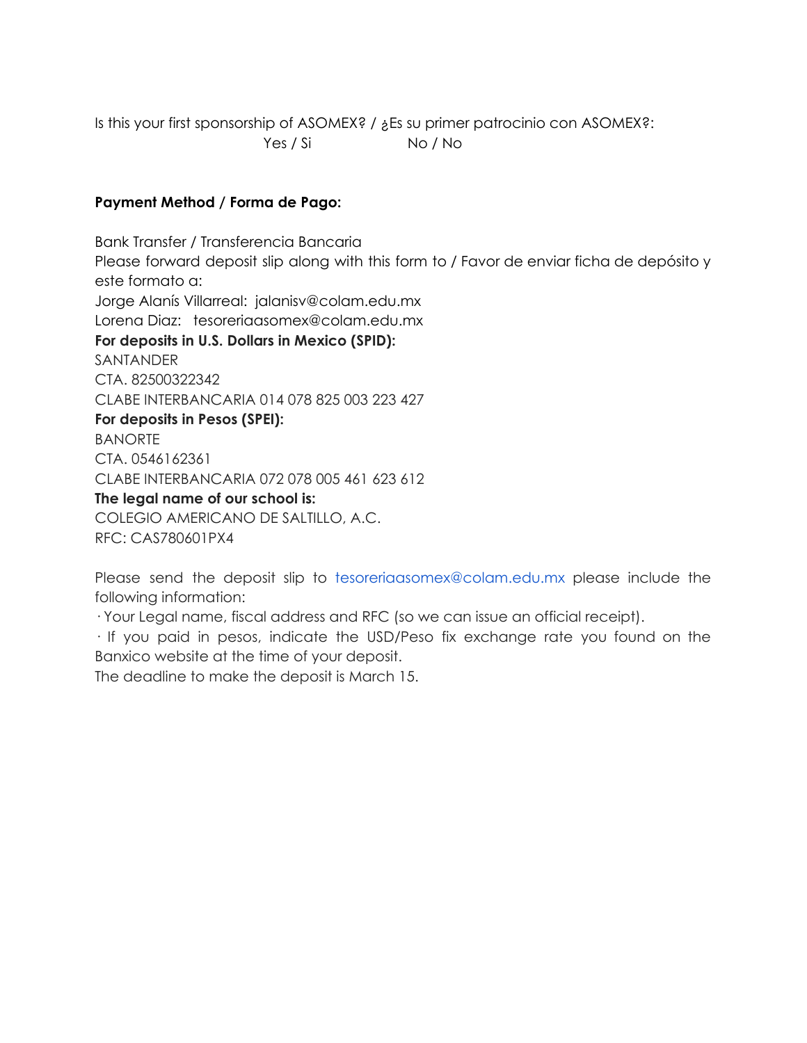Is this your first sponsorship of ASOMEX? / ¿Es su primer patrocinio con ASOMEX?:

Yes / Si No / No

**Payment Method / Forma de Pago:**

Bank Transfer / Transferencia Bancaria
Please forward deposit slip along with this form to / Favor de enviar ficha de depósito y este formato a:
Jorge Alanís Villarreal: jalanisv@colam.edu.mx
Lorena Diaz: tesoreriaasomex@colam.edu.mx
**For deposits in U.S. Dollars in Mexico (SPID):**
SANTANDER
CTA. 82500322342
CLABE INTERBANCARIA 014 078 825 003 223 427
**For deposits in Pesos (SPEI):**
BANORTE
CTA. 0546162361
CLABE INTERBANCARIA 072 078 005 461 623 612
**The legal name of our school is:**
COLEGIO AMERICANO DE SALTILLO, A.C.
RFC: CAS780601PX4

Please send the deposit slip to tesoreriaasomex@colam.edu.mx please include the following information:

· Your Legal name, fiscal address and RFC (so we can issue an official receipt).

· If you paid in pesos, indicate the USD/Peso fix exchange rate you found on the Banxico website at the time of your deposit.

The deadline to make the deposit is March 15.